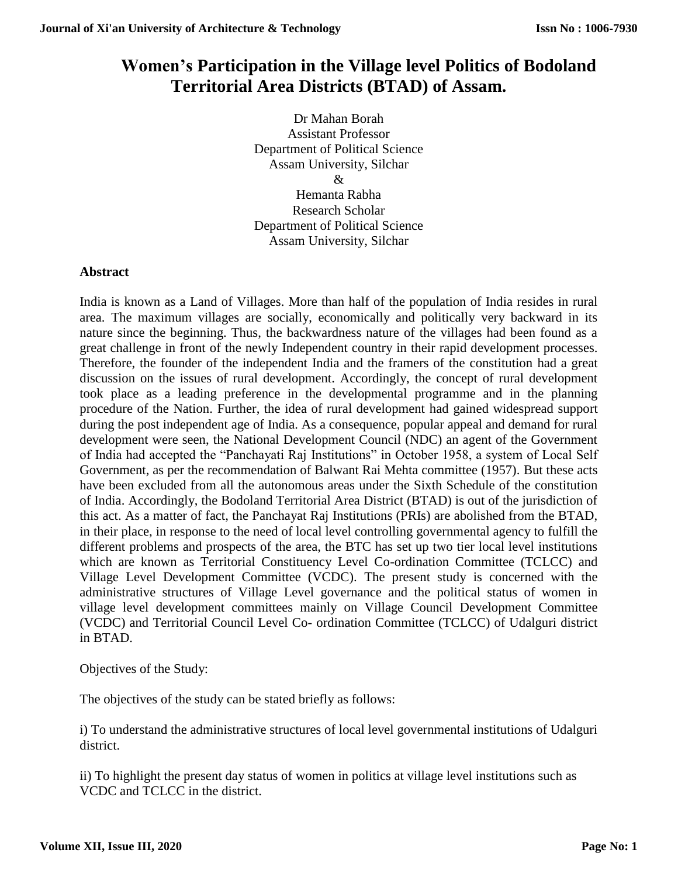# Women's Participation in the Village level Politics of Bodoland Territorial Area Districts (BTAD) of Assam.

Dr Mahan Borah
Assistant Professor
Department of Political Science
Assam University, Silchar

&

Hemanta Rabha
Research Scholar
Department of Political Science
Assam University, Silchar

## Abstract

India is known as a Land of Villages. More than half of the population of India resides in rural area. The maximum villages are socially, economically and politically very backward in its nature since the beginning. Thus, the backwardness nature of the villages had been found as a great challenge in front of the newly Independent country in their rapid development processes. Therefore, the founder of the independent India and the framers of the constitution had a great discussion on the issues of rural development. Accordingly, the concept of rural development took place as a leading preference in the developmental programme and in the planning procedure of the Nation. Further, the idea of rural development had gained widespread support during the post independent age of India. As a consequence, popular appeal and demand for rural development were seen, the National Development Council (NDC) an agent of the Government of India had accepted the "Panchayati Raj Institutions" in October 1958, a system of Local Self Government, as per the recommendation of Balwant Rai Mehta committee (1957). But these acts have been excluded from all the autonomous areas under the Sixth Schedule of the constitution of India. Accordingly, the Bodoland Territorial Area District (BTAD) is out of the jurisdiction of this act. As a matter of fact, the Panchayat Raj Institutions (PRIs) are abolished from the BTAD, in their place, in response to the need of local level controlling governmental agency to fulfill the different problems and prospects of the area, the BTC has set up two tier local level institutions which are known as Territorial Constituency Level Co-ordination Committee (TCLCC) and Village Level Development Committee (VCDC). The present study is concerned with the administrative structures of Village Level governance and the political status of women in village level development committees mainly on Village Council Development Committee (VCDC) and Territorial Council Level Co- ordination Committee (TCLCC) of Udalguri district in BTAD.

Objectives of the Study:

The objectives of the study can be stated briefly as follows:

i) To understand the administrative structures of local level governmental institutions of Udalguri district.

ii) To highlight the present day status of women in politics at village level institutions such as VCDC and TCLCC in the district.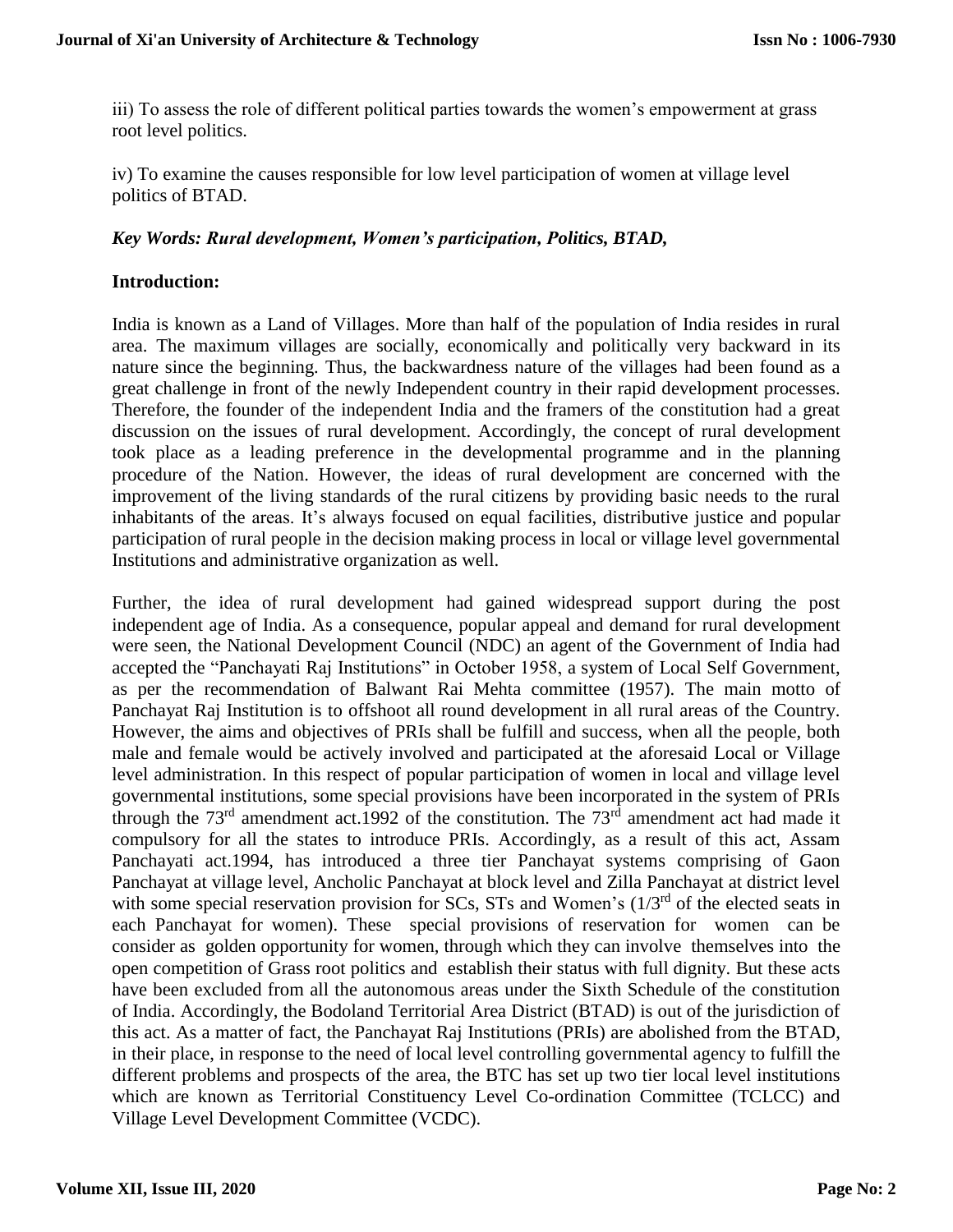iii) To assess the role of different political parties towards the women's empowerment at grass root level politics.

iv) To examine the causes responsible for low level participation of women at village level politics of BTAD.

***Key Words: Rural development, Women's participation, Politics, BTAD,***

## Introduction:

India is known as a Land of Villages. More than half of the population of India resides in rural area. The maximum villages are socially, economically and politically very backward in its nature since the beginning. Thus, the backwardness nature of the villages had been found as a great challenge in front of the newly Independent country in their rapid development processes. Therefore, the founder of the independent India and the framers of the constitution had a great discussion on the issues of rural development. Accordingly, the concept of rural development took place as a leading preference in the developmental programme and in the planning procedure of the Nation. However, the ideas of rural development are concerned with the improvement of the living standards of the rural citizens by providing basic needs to the rural inhabitants of the areas. It's always focused on equal facilities, distributive justice and popular participation of rural people in the decision making process in local or village level governmental Institutions and administrative organization as well.

Further, the idea of rural development had gained widespread support during the post independent age of India. As a consequence, popular appeal and demand for rural development were seen, the National Development Council (NDC) an agent of the Government of India had accepted the "Panchayati Raj Institutions" in October 1958, a system of Local Self Government, as per the recommendation of Balwant Rai Mehta committee (1957). The main motto of Panchayat Raj Institution is to offshoot all round development in all rural areas of the Country. However, the aims and objectives of PRIs shall be fulfill and success, when all the people, both male and female would be actively involved and participated at the aforesaid Local or Village level administration. In this respect of popular participation of women in local and village level governmental institutions, some special provisions have been incorporated in the system of PRIs through the 73rd amendment act.1992 of the constitution. The 73rd amendment act had made it compulsory for all the states to introduce PRIs. Accordingly, as a result of this act, Assam Panchayati act.1994, has introduced a three tier Panchayat systems comprising of Gaon Panchayat at village level, Ancholic Panchayat at block level and Zilla Panchayat at district level with some special reservation provision for SCs, STs and Women's (1/3rd of the elected seats in each Panchayat for women). These special provisions of reservation for women can be consider as golden opportunity for women, through which they can involve themselves into the open competition of Grass root politics and establish their status with full dignity. But these acts have been excluded from all the autonomous areas under the Sixth Schedule of the constitution of India. Accordingly, the Bodoland Territorial Area District (BTAD) is out of the jurisdiction of this act. As a matter of fact, the Panchayat Raj Institutions (PRIs) are abolished from the BTAD, in their place, in response to the need of local level controlling governmental agency to fulfill the different problems and prospects of the area, the BTC has set up two tier local level institutions which are known as Territorial Constituency Level Co-ordination Committee (TCLCC) and Village Level Development Committee (VCDC).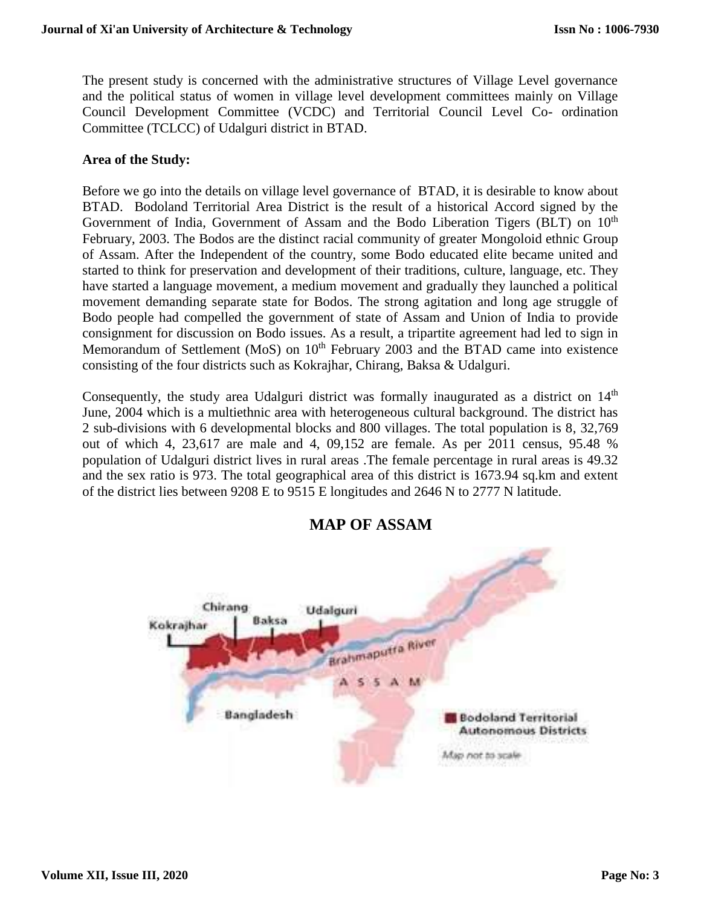The present study is concerned with the administrative structures of Village Level governance and the political status of women in village level development committees mainly on Village Council Development Committee (VCDC) and Territorial Council Level Co- ordination Committee (TCLCC) of Udalguri district in BTAD.

**Area of the Study:**

Before we go into the details on village level governance of BTAD, it is desirable to know about BTAD. Bodoland Territorial Area District is the result of a historical Accord signed by the Government of India, Government of Assam and the Bodo Liberation Tigers (BLT) on 10th February, 2003. The Bodos are the distinct racial community of greater Mongoloid ethnic Group of Assam. After the Independent of the country, some Bodo educated elite became united and started to think for preservation and development of their traditions, culture, language, etc. They have started a language movement, a medium movement and gradually they launched a political movement demanding separate state for Bodos. The strong agitation and long age struggle of Bodo people had compelled the government of state of Assam and Union of India to provide consignment for discussion on Bodo issues. As a result, a tripartite agreement had led to sign in Memorandum of Settlement (MoS) on 10th February 2003 and the BTAD came into existence consisting of the four districts such as Kokrajhar, Chirang, Baksa & Udalguri.

Consequently, the study area Udalguri district was formally inaugurated as a district on 14th June, 2004 which is a multiethnic area with heterogeneous cultural background. The district has 2 sub-divisions with 6 developmental blocks and 800 villages. The total population is 8, 32,769 out of which 4, 23,617 are male and 4, 09,152 are female. As per 2011 census, 95.48 % population of Udalguri district lives in rural areas .The female percentage in rural areas is 49.32 and the sex ratio is 973. The total geographical area of this district is 1673.94 sq.km and extent of the district lies between 9208 E to 9515 E longitudes and 2646 N to 2777 N latitude.

## MAP OF ASSAM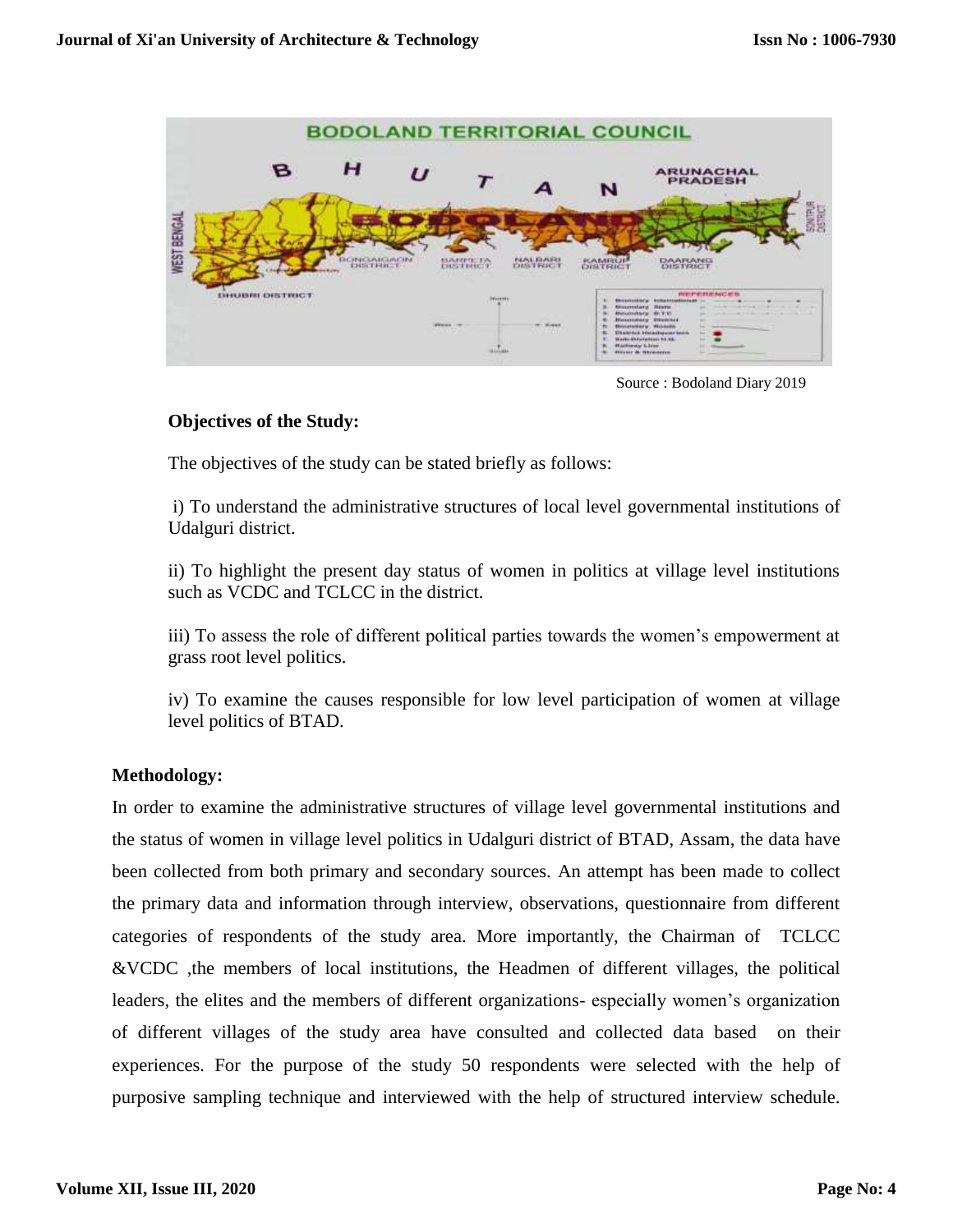Source : Bodoland Diary 2019

**Objectives of the Study:**

The objectives of the study can be stated briefly as follows:

i) To understand the administrative structures of local level governmental institutions of Udalguri district.

ii) To highlight the present day status of women in politics at village level institutions such as VCDC and TCLCC in the district.

iii) To assess the role of different political parties towards the women's empowerment at grass root level politics.

iv) To examine the causes responsible for low level participation of women at village level politics of BTAD.

**Methodology:**

In order to examine the administrative structures of village level governmental institutions and the status of women in village level politics in Udalguri district of BTAD, Assam, the data have been collected from both primary and secondary sources. An attempt has been made to collect the primary data and information through interview, observations, questionnaire from different categories of respondents of the study area. More importantly, the Chairman of TCLCC &VCDC ,the members of local institutions, the Headmen of different villages, the political leaders, the elites and the members of different organizations- especially women's organization of different villages of the study area have consulted and collected data based on their experiences. For the purpose of the study 50 respondents were selected with the help of purposive sampling technique and interviewed with the help of structured interview schedule.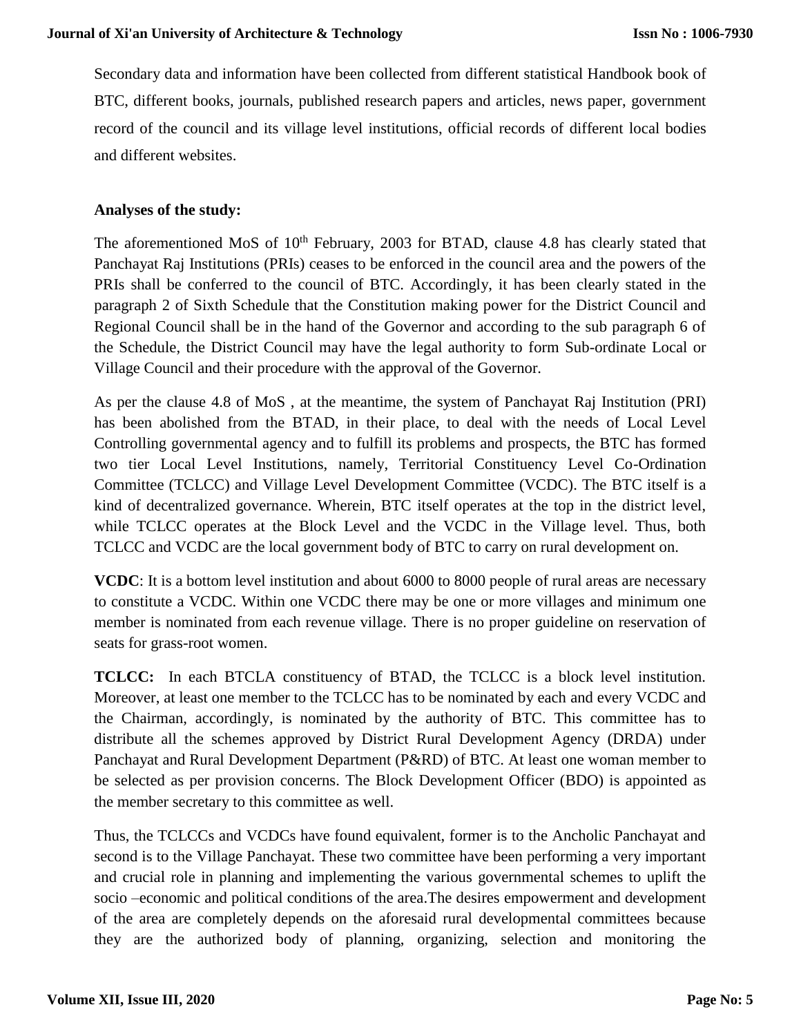Secondary data and information have been collected from different statistical Handbook book of BTC, different books, journals, published research papers and articles, news paper, government record of the council and its village level institutions, official records of different local bodies and different websites.

**Analyses of the study:**

The aforementioned MoS of 10th February, 2003 for BTAD, clause 4.8 has clearly stated that Panchayat Raj Institutions (PRIs) ceases to be enforced in the council area and the powers of the PRIs shall be conferred to the council of BTC. Accordingly, it has been clearly stated in the paragraph 2 of Sixth Schedule that the Constitution making power for the District Council and Regional Council shall be in the hand of the Governor and according to the sub paragraph 6 of the Schedule, the District Council may have the legal authority to form Sub-ordinate Local or Village Council and their procedure with the approval of the Governor.

As per the clause 4.8 of MoS , at the meantime, the system of Panchayat Raj Institution (PRI) has been abolished from the BTAD, in their place, to deal with the needs of Local Level Controlling governmental agency and to fulfill its problems and prospects, the BTC has formed two tier Local Level Institutions, namely, Territorial Constituency Level Co-Ordination Committee (TCLCC) and Village Level Development Committee (VCDC). The BTC itself is a kind of decentralized governance. Wherein, BTC itself operates at the top in the district level, while TCLCC operates at the Block Level and the VCDC in the Village level. Thus, both TCLCC and VCDC are the local government body of BTC to carry on rural development on.

**VCDC**: It is a bottom level institution and about 6000 to 8000 people of rural areas are necessary to constitute a VCDC. Within one VCDC there may be one or more villages and minimum one member is nominated from each revenue village. There is no proper guideline on reservation of seats for grass-root women.

**TCLCC:** In each BTCLA constituency of BTAD, the TCLCC is a block level institution. Moreover, at least one member to the TCLCC has to be nominated by each and every VCDC and the Chairman, accordingly, is nominated by the authority of BTC. This committee has to distribute all the schemes approved by District Rural Development Agency (DRDA) under Panchayat and Rural Development Department (P&RD) of BTC. At least one woman member to be selected as per provision concerns. The Block Development Officer (BDO) is appointed as the member secretary to this committee as well.

Thus, the TCLCCs and VCDCs have found equivalent, former is to the Ancholic Panchayat and second is to the Village Panchayat. These two committee have been performing a very important and crucial role in planning and implementing the various governmental schemes to uplift the socio –economic and political conditions of the area.The desires empowerment and development of the area are completely depends on the aforesaid rural developmental committees because they are the authorized body of planning, organizing, selection and monitoring the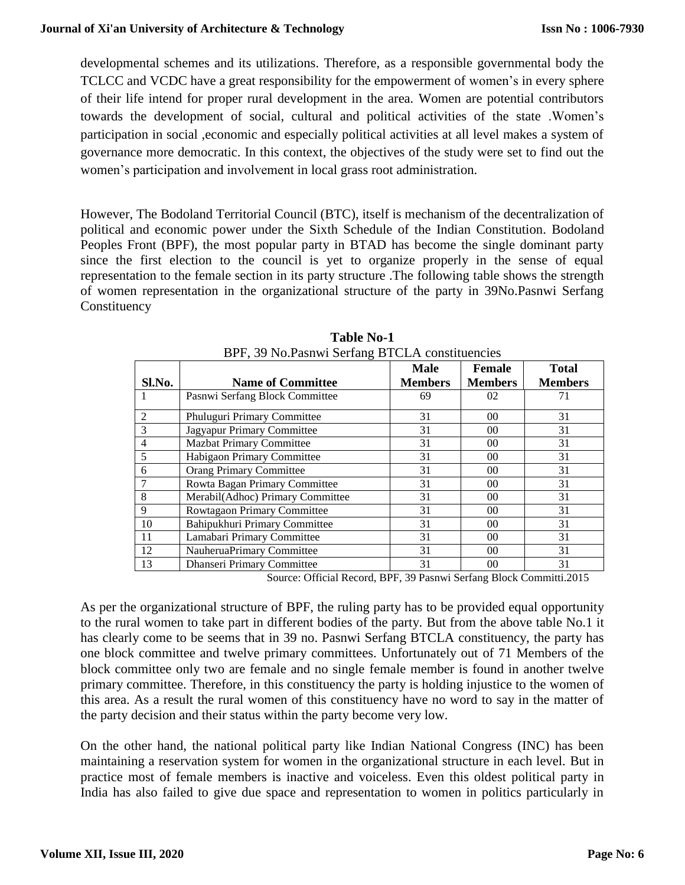developmental schemes and its utilizations. Therefore, as a responsible governmental body the TCLCC and VCDC have a great responsibility for the empowerment of women's in every sphere of their life intend for proper rural development in the area. Women are potential contributors towards the development of social, cultural and political activities of the state .Women's participation in social ,economic and especially political activities at all level makes a system of governance more democratic. In this context, the objectives of the study were set to find out the women's participation and involvement in local grass root administration.

However, The Bodoland Territorial Council (BTC), itself is mechanism of the decentralization of political and economic power under the Sixth Schedule of the Indian Constitution. Bodoland Peoples Front (BPF), the most popular party in BTAD has become the single dominant party since the first election to the council is yet to organize properly in the sense of equal representation to the female section in its party structure .The following table shows the strength of women representation in the organizational structure of the party in 39No.Pasnwi Serfang Constituency

**Table No-1**

BPF, 39 No.Pasnwi Serfang BTCLA constituencies

| Sl.No. | Name of Committee | Male Members | Female Members | Total Members |
|---|---|---|---|---|
| 1 | Pasnwi Serfang Block Committee | 69 | 02 | 71 |
| 2 | Phuluguri Primary Committee | 31 | 00 | 31 |
| 3 | Jagyapur Primary Committee | 31 | 00 | 31 |
| 4 | Mazbat Primary Committee | 31 | 00 | 31 |
| 5 | Habigaon Primary Committee | 31 | 00 | 31 |
| 6 | Orang Primary Committee | 31 | 00 | 31 |
| 7 | Rowta Bagan Primary Committee | 31 | 00 | 31 |
| 8 | Merabil(Adhoc) Primary Committee | 31 | 00 | 31 |
| 9 | Rowtagaon Primary Committee | 31 | 00 | 31 |
| 10 | Bahipukhuri Primary Committee | 31 | 00 | 31 |
| 11 | Lamabari Primary Committee | 31 | 00 | 31 |
| 12 | NauheruaPrimary Committee | 31 | 00 | 31 |
| 13 | Dhanseri Primary Committee | 31 | 00 | 31 |

Source: Official Record, BPF, 39 Pasnwi Serfang Block Committi.2015

As per the organizational structure of BPF, the ruling party has to be provided equal opportunity to the rural women to take part in different bodies of the party. But from the above table No.1 it has clearly come to be seems that in 39 no. Pasnwi Serfang BTCLA constituency, the party has one block committee and twelve primary committees. Unfortunately out of 71 Members of the block committee only two are female and no single female member is found in another twelve primary committee. Therefore, in this constituency the party is holding injustice to the women of this area. As a result the rural women of this constituency have no word to say in the matter of the party decision and their status within the party become very low.

On the other hand, the national political party like Indian National Congress (INC) has been maintaining a reservation system for women in the organizational structure in each level. But in practice most of female members is inactive and voiceless. Even this oldest political party in India has also failed to give due space and representation to women in politics particularly in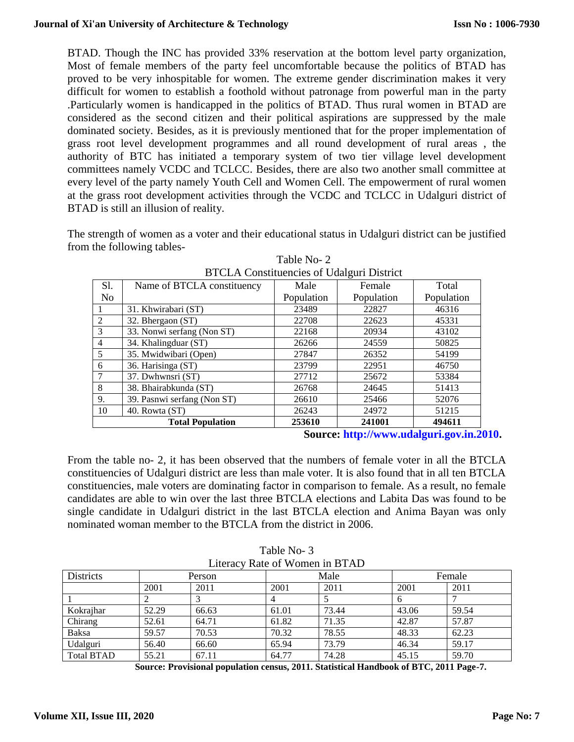BTAD. Though the INC has provided 33% reservation at the bottom level party organization, Most of female members of the party feel uncomfortable because the politics of BTAD has proved to be very inhospitable for women. The extreme gender discrimination makes it very difficult for women to establish a foothold without patronage from powerful man in the party .Particularly women is handicapped in the politics of BTAD. Thus rural women in BTAD are considered as the second citizen and their political aspirations are suppressed by the male dominated society. Besides, as it is previously mentioned that for the proper implementation of grass root level development programmes and all round development of rural areas , the authority of BTC has initiated a temporary system of two tier village level development committees namely VCDC and TCLCC. Besides, there are also two another small committee at every level of the party namely Youth Cell and Women Cell. The empowerment of rural women at the grass root development activities through the VCDC and TCLCC in Udalguri district of BTAD is still an illusion of reality.

The strength of women as a voter and their educational status in Udalguri district can be justified from the following tables-

Table No- 2
BTCLA Constituencies of Udalguri District

| Sl. No | Name of BTCLA constituency | Male Population | Female Population | Total Population |
|---|---|---|---|---|
| 1 | 31. Khwirabari (ST) | 23489 | 22827 | 46316 |
| 2 | 32. Bhergaon (ST) | 22708 | 22623 | 45331 |
| 3 | 33. Nonwi serfang (Non ST) | 22168 | 20934 | 43102 |
| 4 | 34. Khalingduar (ST) | 26266 | 24559 | 50825 |
| 5 | 35. Mwidwibari (Open) | 27847 | 26352 | 54199 |
| 6 | 36. Harisinga (ST) | 23799 | 22951 | 46750 |
| 7 | 37. Dwhwnsri (ST) | 27712 | 25672 | 53384 |
| 8 | 38. Bhairabkunda (ST) | 26768 | 24645 | 51413 |
| 9. | 39. Pasnwi serfang (Non ST) | 26610 | 25466 | 52076 |
| 10 | 40. Rowta (ST) | 26243 | 24972 | 51215 |
| **Total Population** | | **253610** | **241001** | **494611** |

**Source: http://www.udalguri.gov.in.2010.**

From the table no- 2, it has been observed that the numbers of female voter in all the BTCLA constituencies of Udalguri district are less than male voter. It is also found that in all ten BTCLA constituencies, male voters are dominating factor in comparison to female. As a result, no female candidates are able to win over the last three BTCLA elections and Labita Das was found to be single candidate in Udalguri district in the last BTCLA election and Anima Bayan was only nominated woman member to the BTCLA from the district in 2006.

Table No- 3
Literacy Rate of Women in BTAD

| Districts | Person | | Male | | Female | |
|---|---|---|---|---|---|---|
| | 2001 | 2011 | 2001 | 2011 | 2001 | 2011 |
| 1 | 2 | 3 | 4 | 5 | 6 | 7 |
| Kokrajhar | 52.29 | 66.63 | 61.01 | 73.44 | 43.06 | 59.54 |
| Chirang | 52.61 | 64.71 | 61.82 | 71.35 | 42.87 | 57.87 |
| Baksa | 59.57 | 70.53 | 70.32 | 78.55 | 48.33 | 62.23 |
| Udalguri | 56.40 | 66.60 | 65.94 | 73.79 | 46.34 | 59.17 |
| Total BTAD | 55.21 | 67.11 | 64.77 | 74.28 | 45.15 | 59.70 |

**Source: Provisional population census, 2011. Statistical Handbook of BTC, 2011 Page-7.**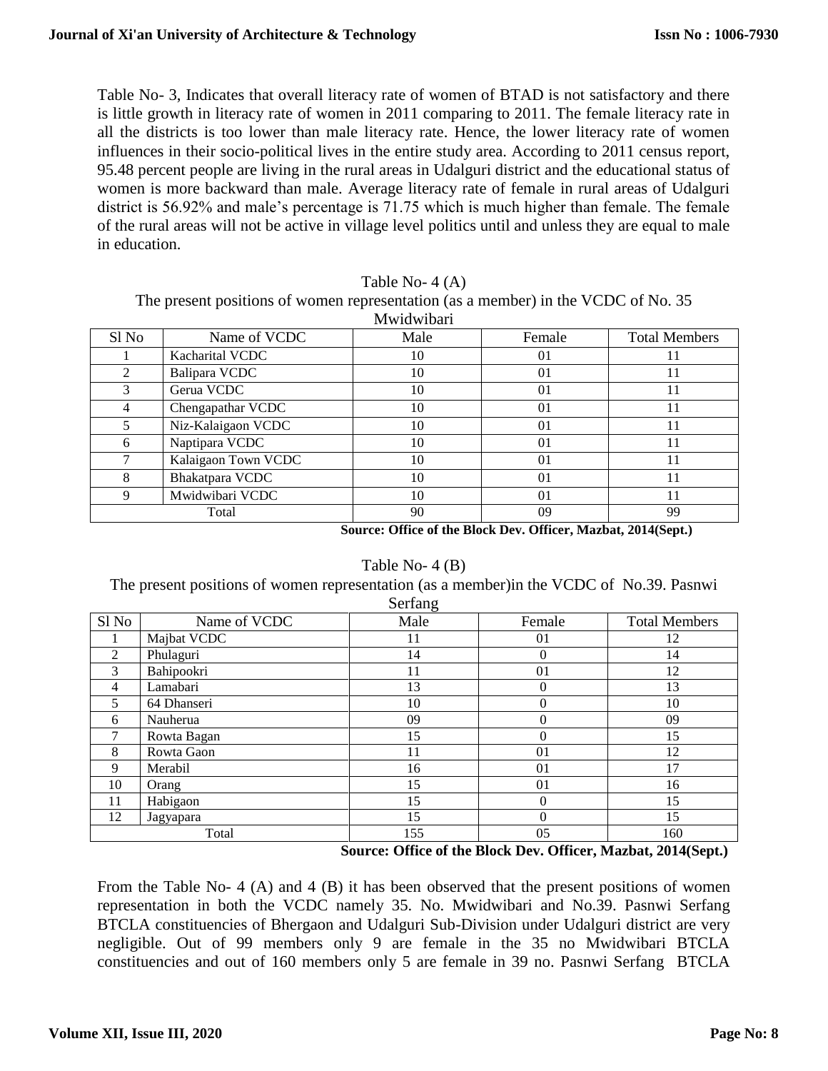Table No- 3, Indicates that overall literacy rate of women of BTAD is not satisfactory and there is little growth in literacy rate of women in 2011 comparing to 2011. The female literacy rate in all the districts is too lower than male literacy rate. Hence, the lower literacy rate of women influences in their socio-political lives in the entire study area. According to 2011 census report, 95.48 percent people are living in the rural areas in Udalguri district and the educational status of women is more backward than male. Average literacy rate of female in rural areas of Udalguri district is 56.92% and male's percentage is 71.75 which is much higher than female. The female of the rural areas will not be active in village level politics until and unless they are equal to male in education.

Table No- 4 (A)

The present positions of women representation (as a member) in the VCDC of No. 35 Mwidwibari

| Sl No | Name of VCDC | Male | Female | Total Members |
|---|---|---|---|---|
| 1 | Kacharital VCDC | 10 | 01 | 11 |
| 2 | Balipara VCDC | 10 | 01 | 11 |
| 3 | Gerua VCDC | 10 | 01 | 11 |
| 4 | Chengapathar VCDC | 10 | 01 | 11 |
| 5 | Niz-Kalaigaon VCDC | 10 | 01 | 11 |
| 6 | Naptipara VCDC | 10 | 01 | 11 |
| 7 | Kalaigaon Town VCDC | 10 | 01 | 11 |
| 8 | Bhakatpara VCDC | 10 | 01 | 11 |
| 9 | Mwidwibari VCDC | 10 | 01 | 11 |
| Total | | 90 | 09 | 99 |

**Source: Office of the Block Dev. Officer, Mazbat, 2014(Sept.)**

Table No- 4 (B)

The present positions of women representation (as a member)in the VCDC of No.39. Pasnwi Serfang

| Sl No | Name of VCDC | Male | Female | Total Members |
|---|---|---|---|---|
| 1 | Majbat VCDC | 11 | 01 | 12 |
| 2 | Phulaguri | 14 | 0 | 14 |
| 3 | Bahipookri | 11 | 01 | 12 |
| 4 | Lamabari | 13 | 0 | 13 |
| 5 | 64 Dhanseri | 10 | 0 | 10 |
| 6 | Nauherua | 09 | 0 | 09 |
| 7 | Rowta Bagan | 15 | 0 | 15 |
| 8 | Rowta Gaon | 11 | 01 | 12 |
| 9 | Merabil | 16 | 01 | 17 |
| 10 | Orang | 15 | 01 | 16 |
| 11 | Habigaon | 15 | 0 | 15 |
| 12 | Jagyapara | 15 | 0 | 15 |
| Total | | 155 | 05 | 160 |

**Source: Office of the Block Dev. Officer, Mazbat, 2014(Sept.)**

From the Table No- 4 (A) and 4 (B) it has been observed that the present positions of women representation in both the VCDC namely 35. No. Mwidwibari and No.39. Pasnwi Serfang BTCLA constituencies of Bhergaon and Udalguri Sub-Division under Udalguri district are very negligible. Out of 99 members only 9 are female in the 35 no Mwidwibari BTCLA constituencies and out of 160 members only 5 are female in 39 no. Pasnwi Serfang BTCLA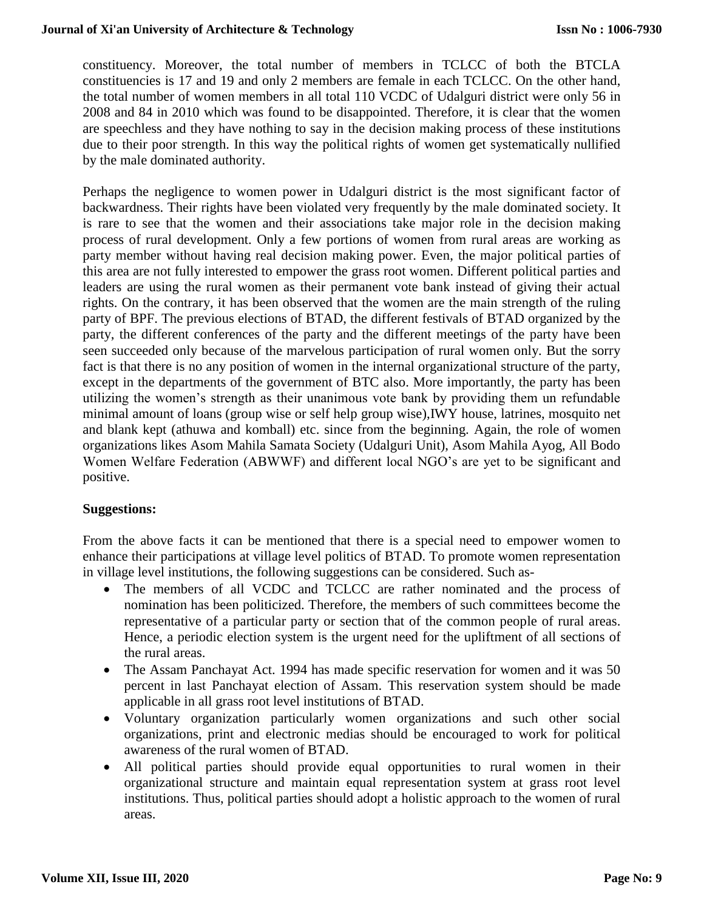constituency. Moreover, the total number of members in TCLCC of both the BTCLA constituencies is 17 and 19 and only 2 members are female in each TCLCC. On the other hand, the total number of women members in all total 110 VCDC of Udalguri district were only 56 in 2008 and 84 in 2010 which was found to be disappointed. Therefore, it is clear that the women are speechless and they have nothing to say in the decision making process of these institutions due to their poor strength. In this way the political rights of women get systematically nullified by the male dominated authority.

Perhaps the negligence to women power in Udalguri district is the most significant factor of backwardness. Their rights have been violated very frequently by the male dominated society. It is rare to see that the women and their associations take major role in the decision making process of rural development. Only a few portions of women from rural areas are working as party member without having real decision making power. Even, the major political parties of this area are not fully interested to empower the grass root women. Different political parties and leaders are using the rural women as their permanent vote bank instead of giving their actual rights. On the contrary, it has been observed that the women are the main strength of the ruling party of BPF. The previous elections of BTAD, the different festivals of BTAD organized by the party, the different conferences of the party and the different meetings of the party have been seen succeeded only because of the marvelous participation of rural women only. But the sorry fact is that there is no any position of women in the internal organizational structure of the party, except in the departments of the government of BTC also. More importantly, the party has been utilizing the women's strength as their unanimous vote bank by providing them un refundable minimal amount of loans (group wise or self help group wise),IWY house, latrines, mosquito net and blank kept (athuwa and komball) etc. since from the beginning. Again, the role of women organizations likes Asom Mahila Samata Society (Udalguri Unit), Asom Mahila Ayog, All Bodo Women Welfare Federation (ABWWF) and different local NGO's are yet to be significant and positive.

**Suggestions:**

From the above facts it can be mentioned that there is a special need to empower women to enhance their participations at village level politics of BTAD. To promote women representation in village level institutions, the following suggestions can be considered. Such as-

- The members of all VCDC and TCLCC are rather nominated and the process of nomination has been politicized. Therefore, the members of such committees become the representative of a particular party or section that of the common people of rural areas. Hence, a periodic election system is the urgent need for the upliftment of all sections of the rural areas.
- The Assam Panchayat Act. 1994 has made specific reservation for women and it was 50 percent in last Panchayat election of Assam. This reservation system should be made applicable in all grass root level institutions of BTAD.
- Voluntary organization particularly women organizations and such other social organizations, print and electronic medias should be encouraged to work for political awareness of the rural women of BTAD.
- All political parties should provide equal opportunities to rural women in their organizational structure and maintain equal representation system at grass root level institutions. Thus, political parties should adopt a holistic approach to the women of rural areas.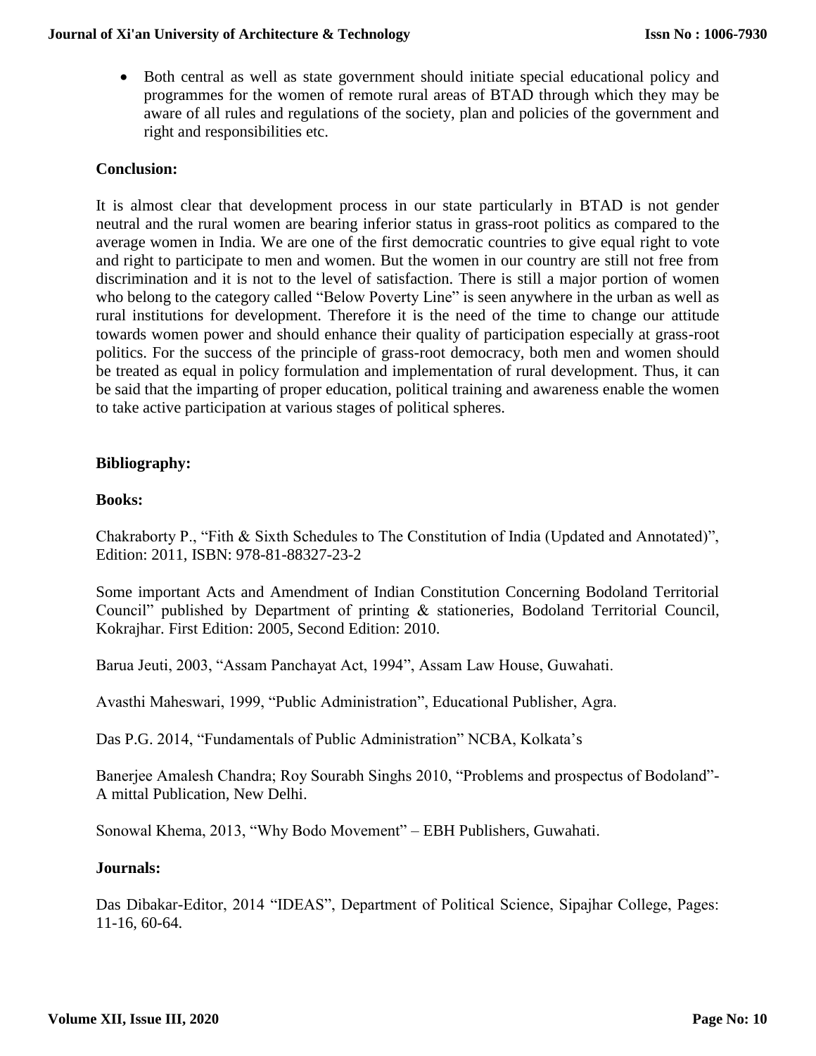- Both central as well as state government should initiate special educational policy and programmes for the women of remote rural areas of BTAD through which they may be aware of all rules and regulations of the society, plan and policies of the government and right and responsibilities etc.

**Conclusion:**

It is almost clear that development process in our state particularly in BTAD is not gender neutral and the rural women are bearing inferior status in grass-root politics as compared to the average women in India. We are one of the first democratic countries to give equal right to vote and right to participate to men and women. But the women in our country are still not free from discrimination and it is not to the level of satisfaction. There is still a major portion of women who belong to the category called "Below Poverty Line" is seen anywhere in the urban as well as rural institutions for development. Therefore it is the need of the time to change our attitude towards women power and should enhance their quality of participation especially at grass-root politics. For the success of the principle of grass-root democracy, both men and women should be treated as equal in policy formulation and implementation of rural development. Thus, it can be said that the imparting of proper education, political training and awareness enable the women to take active participation at various stages of political spheres.

**Bibliography:**

**Books:**

Chakraborty P., "Fith & Sixth Schedules to The Constitution of India (Updated and Annotated)", Edition: 2011, ISBN: 978-81-88327-23-2

Some important Acts and Amendment of Indian Constitution Concerning Bodoland Territorial Council" published by Department of printing & stationeries, Bodoland Territorial Council, Kokrajhar. First Edition: 2005, Second Edition: 2010.

Barua Jeuti, 2003, "Assam Panchayat Act, 1994", Assam Law House, Guwahati.

Avasthi Maheswari, 1999, "Public Administration", Educational Publisher, Agra.

Das P.G. 2014, "Fundamentals of Public Administration" NCBA, Kolkata's

Banerjee Amalesh Chandra; Roy Sourabh Singhs 2010, "Problems and prospectus of Bodoland"- A mittal Publication, New Delhi.

Sonowal Khema, 2013, "Why Bodo Movement" – EBH Publishers, Guwahati.

**Journals:**

Das Dibakar-Editor, 2014 "IDEAS", Department of Political Science, Sipajhar College, Pages: 11-16, 60-64.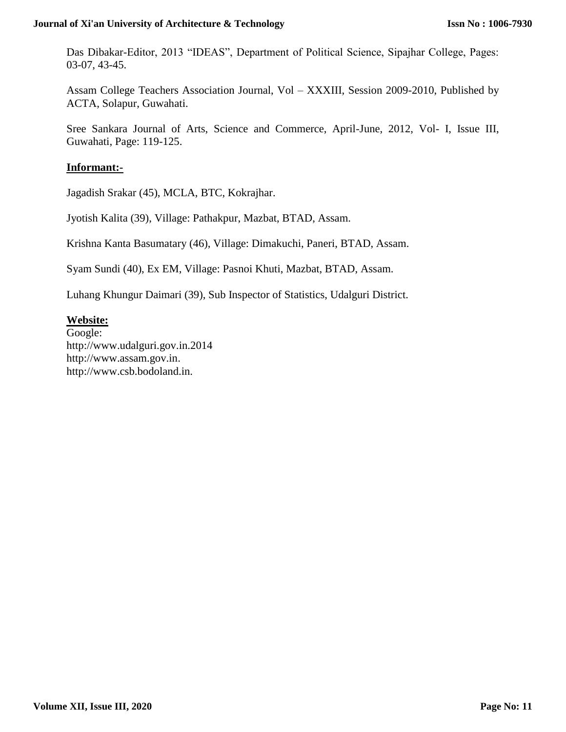Das Dibakar-Editor, 2013 "IDEAS", Department of Political Science, Sipajhar College, Pages: 03-07, 43-45.

Assam College Teachers Association Journal, Vol – XXXIII, Session 2009-2010, Published by ACTA, Solapur, Guwahati.

Sree Sankara Journal of Arts, Science and Commerce, April-June, 2012, Vol- I, Issue III, Guwahati, Page: 119-125.

**Informant:-**

Jagadish Srakar (45), MCLA, BTC, Kokrajhar.

Jyotish Kalita (39), Village: Pathakpur, Mazbat, BTAD, Assam.

Krishna Kanta Basumatary (46), Village: Dimakuchi, Paneri, BTAD, Assam.

Syam Sundi (40), Ex EM, Village: Pasnoi Khuti, Mazbat, BTAD, Assam.

Luhang Khungur Daimari (39), Sub Inspector of Statistics, Udalguri District.

**Website:**

Google:
http://www.udalguri.gov.in.2014
http://www.assam.gov.in.
http://www.csb.bodoland.in.